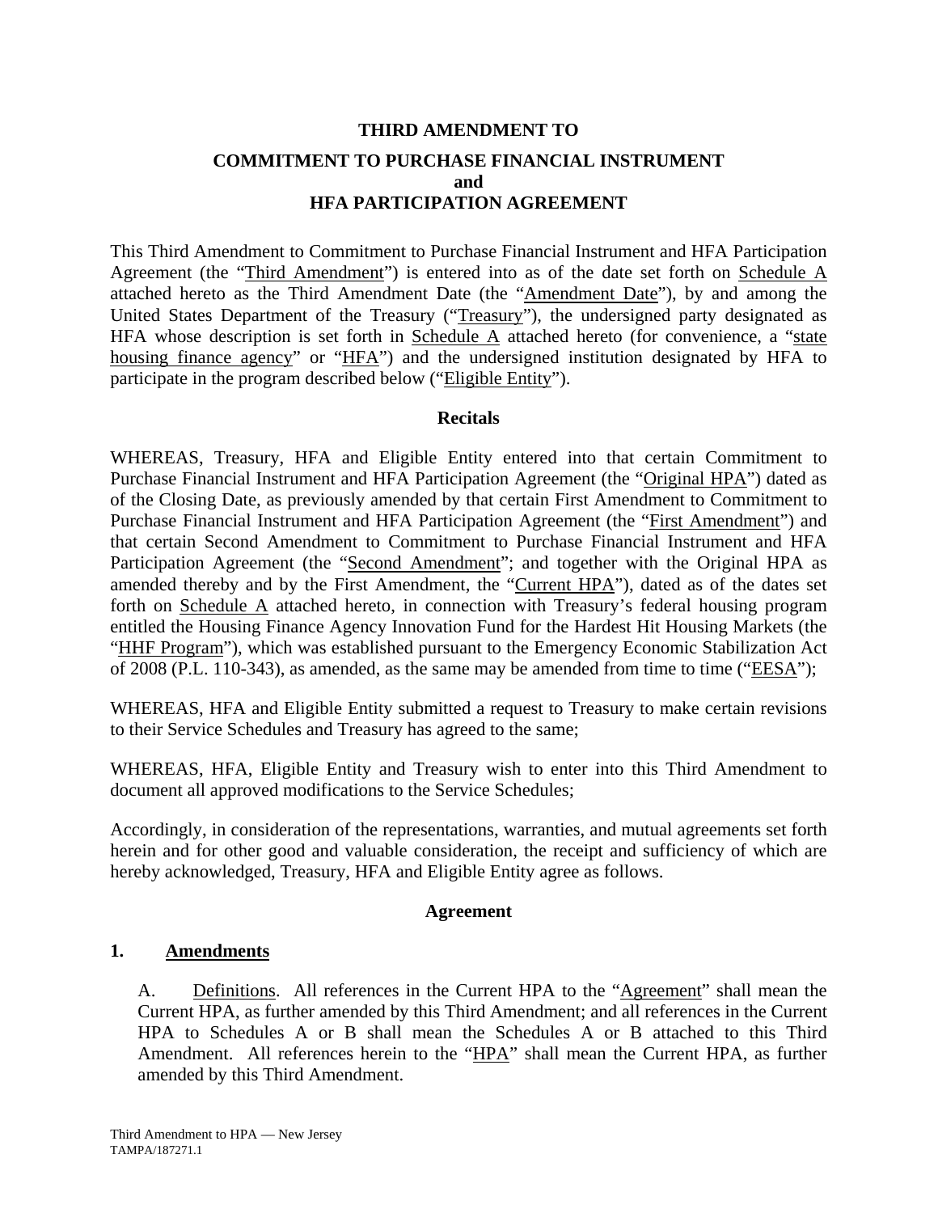**THIRD AMENDMENT TO**

**COMMITMENT TO PURCHASE FINANCIAL INSTRUMENT and HFA PARTICIPATION AGREEMENT**

This Third Amendment to Commitment to Purchase Financial Instrument and HFA Participation Agreement (the "Third Amendment") is entered into as of the date set forth on Schedule A attached hereto as the Third Amendment Date (the "Amendment Date"), by and among the United States Department of the Treasury ("Treasury"), the undersigned party designated as HFA whose description is set forth in Schedule A attached hereto (for convenience, a "state housing finance agency" or "HFA") and the undersigned institution designated by HFA to participate in the program described below ("Eligible Entity").

**Recitals**

WHEREAS, Treasury, HFA and Eligible Entity entered into that certain Commitment to Purchase Financial Instrument and HFA Participation Agreement (the "Original HPA") dated as of the Closing Date, as previously amended by that certain First Amendment to Commitment to Purchase Financial Instrument and HFA Participation Agreement (the "First Amendment") and that certain Second Amendment to Commitment to Purchase Financial Instrument and HFA Participation Agreement (the "Second Amendment"; and together with the Original HPA as amended thereby and by the First Amendment, the "Current HPA"), dated as of the dates set forth on Schedule A attached hereto, in connection with Treasury's federal housing program entitled the Housing Finance Agency Innovation Fund for the Hardest Hit Housing Markets (the "HHF Program"), which was established pursuant to the Emergency Economic Stabilization Act of 2008 (P.L. 110-343), as amended, as the same may be amended from time to time ("EESA");

WHEREAS, HFA and Eligible Entity submitted a request to Treasury to make certain revisions to their Service Schedules and Treasury has agreed to the same;

WHEREAS, HFA, Eligible Entity and Treasury wish to enter into this Third Amendment to document all approved modifications to the Service Schedules;

Accordingly, in consideration of the representations, warranties, and mutual agreements set forth herein and for other good and valuable consideration, the receipt and sufficiency of which are hereby acknowledged, Treasury, HFA and Eligible Entity agree as follows.

**Agreement**

**1. Amendments**

A. Definitions. All references in the Current HPA to the "Agreement" shall mean the Current HPA, as further amended by this Third Amendment; and all references in the Current HPA to Schedules A or B shall mean the Schedules A or B attached to this Third Amendment. All references herein to the "HPA" shall mean the Current HPA, as further amended by this Third Amendment.

Third Amendment to HPA — New Jersey
TAMPA/187271.1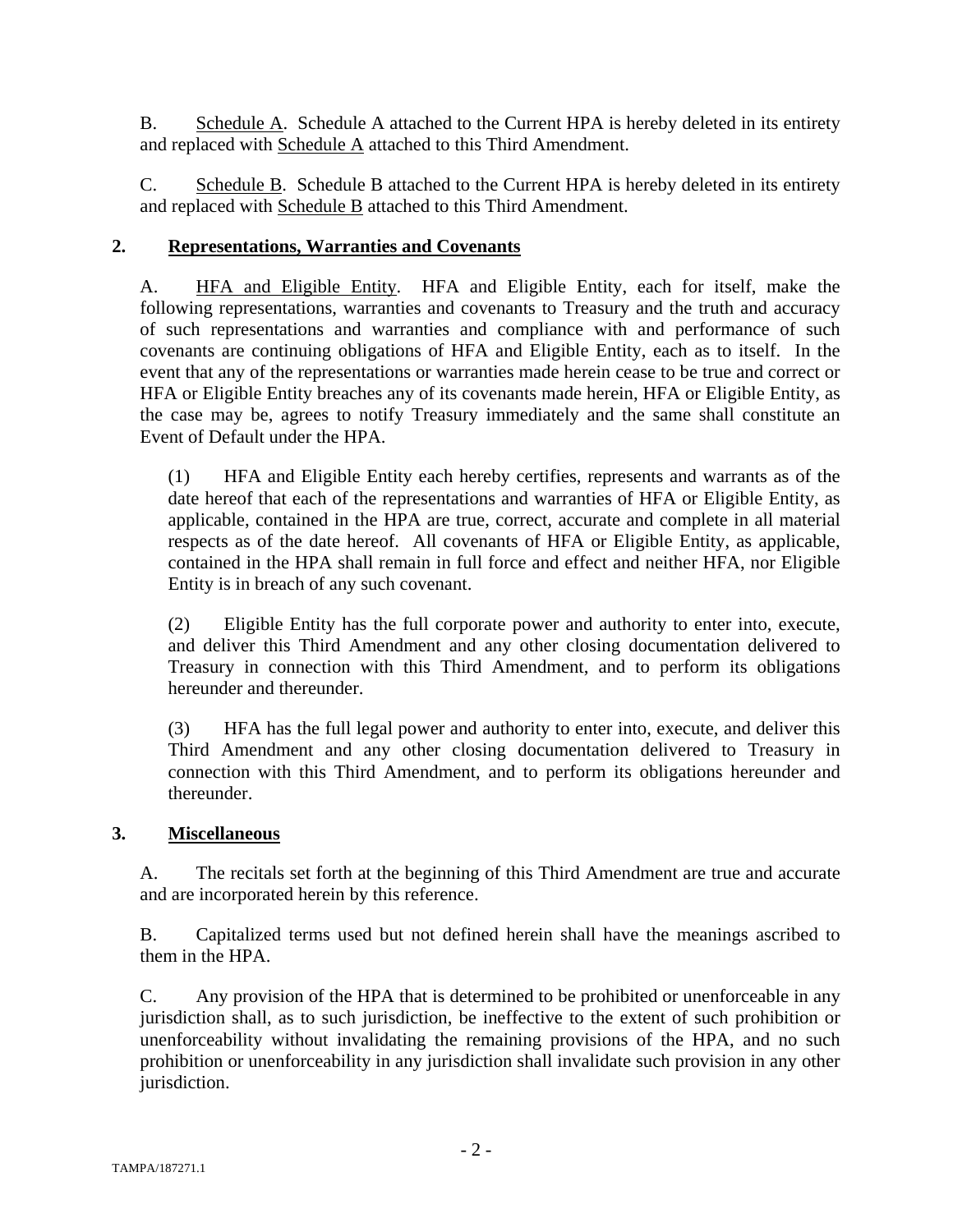B. Schedule A. Schedule A attached to the Current HPA is hereby deleted in its entirety and replaced with Schedule A attached to this Third Amendment.

C. Schedule B. Schedule B attached to the Current HPA is hereby deleted in its entirety and replaced with Schedule B attached to this Third Amendment.

## 2. Representations, Warranties and Covenants

A. HFA and Eligible Entity. HFA and Eligible Entity, each for itself, make the following representations, warranties and covenants to Treasury and the truth and accuracy of such representations and warranties and compliance with and performance of such covenants are continuing obligations of HFA and Eligible Entity, each as to itself. In the event that any of the representations or warranties made herein cease to be true and correct or HFA or Eligible Entity breaches any of its covenants made herein, HFA or Eligible Entity, as the case may be, agrees to notify Treasury immediately and the same shall constitute an Event of Default under the HPA.

(1) HFA and Eligible Entity each hereby certifies, represents and warrants as of the date hereof that each of the representations and warranties of HFA or Eligible Entity, as applicable, contained in the HPA are true, correct, accurate and complete in all material respects as of the date hereof. All covenants of HFA or Eligible Entity, as applicable, contained in the HPA shall remain in full force and effect and neither HFA, nor Eligible Entity is in breach of any such covenant.

(2) Eligible Entity has the full corporate power and authority to enter into, execute, and deliver this Third Amendment and any other closing documentation delivered to Treasury in connection with this Third Amendment, and to perform its obligations hereunder and thereunder.

(3) HFA has the full legal power and authority to enter into, execute, and deliver this Third Amendment and any other closing documentation delivered to Treasury in connection with this Third Amendment, and to perform its obligations hereunder and thereunder.

## 3. Miscellaneous

A. The recitals set forth at the beginning of this Third Amendment are true and accurate and are incorporated herein by this reference.

B. Capitalized terms used but not defined herein shall have the meanings ascribed to them in the HPA.

C. Any provision of the HPA that is determined to be prohibited or unenforceable in any jurisdiction shall, as to such jurisdiction, be ineffective to the extent of such prohibition or unenforceability without invalidating the remaining provisions of the HPA, and no such prohibition or unenforceability in any jurisdiction shall invalidate such provision in any other jurisdiction.

TAMPA/187271.1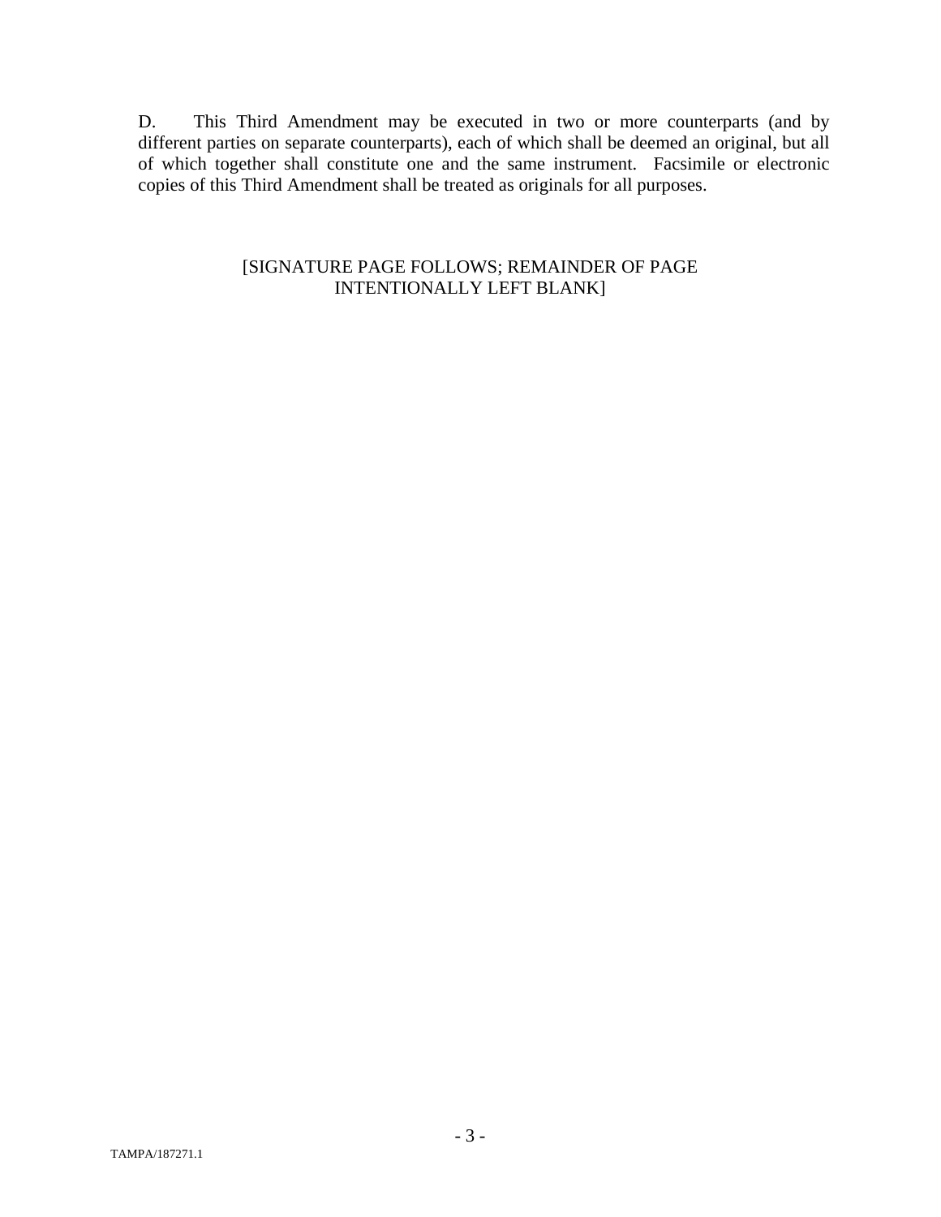D. This Third Amendment may be executed in two or more counterparts (and by different parties on separate counterparts), each of which shall be deemed an original, but all of which together shall constitute one and the same instrument. Facsimile or electronic copies of this Third Amendment shall be treated as originals for all purposes.

[SIGNATURE PAGE FOLLOWS; REMAINDER OF PAGE INTENTIONALLY LEFT BLANK]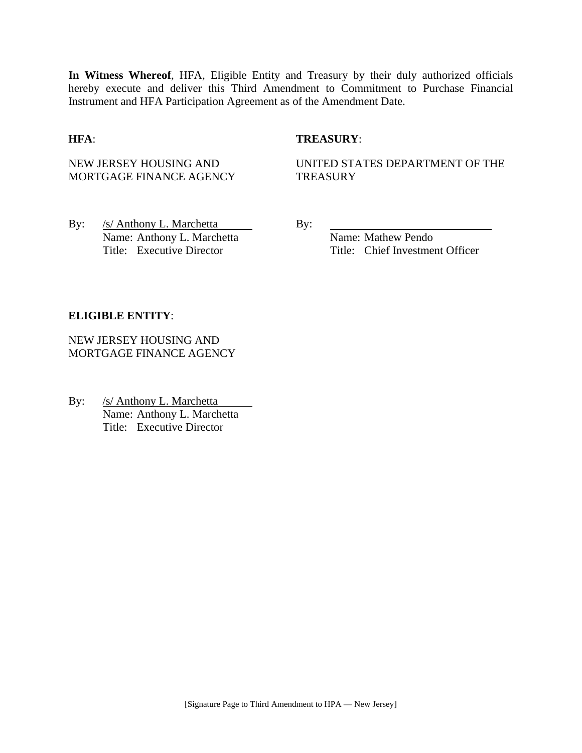**In Witness Whereof**, HFA, Eligible Entity and Treasury by their duly authorized officials hereby execute and deliver this Third Amendment to Commitment to Purchase Financial Instrument and HFA Participation Agreement as of the Amendment Date.

**HFA**:

NEW JERSEY HOUSING AND MORTGAGE FINANCE AGENCY

By: /s/ Anthony L. Marchetta
Name: Anthony L. Marchetta
Title: Executive Director

**TREASURY**:

UNITED STATES DEPARTMENT OF THE TREASURY

By: ______________________________
Name: Mathew Pendo
Title: Chief Investment Officer

**ELIGIBLE ENTITY**:

NEW JERSEY HOUSING AND MORTGAGE FINANCE AGENCY

By: /s/ Anthony L. Marchetta
Name: Anthony L. Marchetta
Title: Executive Director

[Signature Page to Third Amendment to HPA — New Jersey]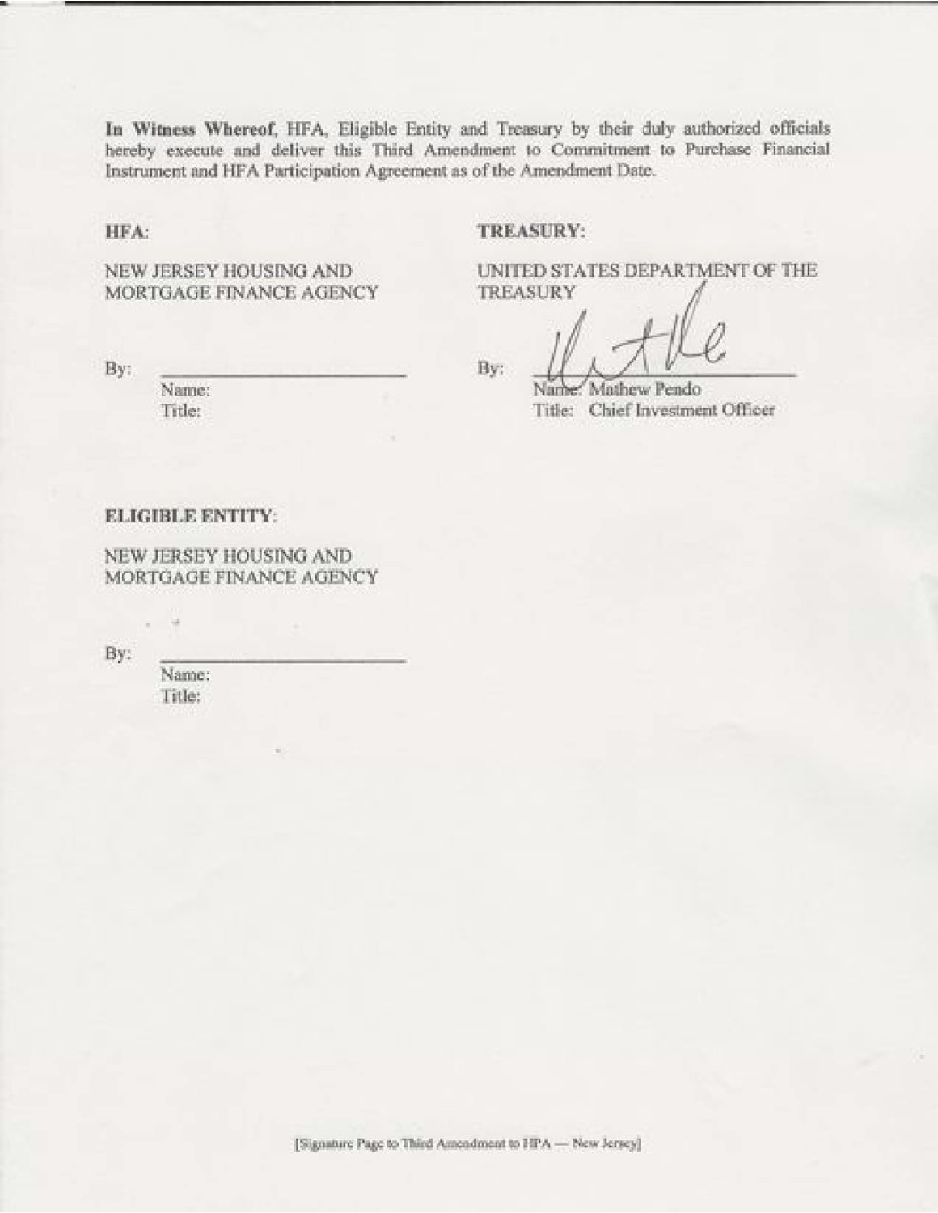**In Witness Whereof**, HFA, Eligible Entity and Treasury by their duly authorized officials hereby execute and deliver this Third Amendment to Commitment to Purchase Financial Instrument and HFA Participation Agreement as of the Amendment Date.

**HFA:**

NEW JERSEY HOUSING AND MORTGAGE FINANCE AGENCY

By: \_\_\_\_\_\_\_\_\_\_\_\_\_\_\_\_\_\_\_\_\_\_\_\_
Name:
Title:

**TREASURY:**

UNITED STATES DEPARTMENT OF THE TREASURY

By: \_\_\_\_\_\_\_\_\_\_\_\_\_\_\_\_\_\_\_\_\_\_\_\_
Name: Mathew Pendo
Title: Chief Investment Officer

**ELIGIBLE ENTITY:**

NEW JERSEY HOUSING AND MORTGAGE FINANCE AGENCY

By: \_\_\_\_\_\_\_\_\_\_\_\_\_\_\_\_\_\_\_\_\_\_\_\_
Name:
Title:

[Signature Page to Third Amendment to HPA — New Jersey]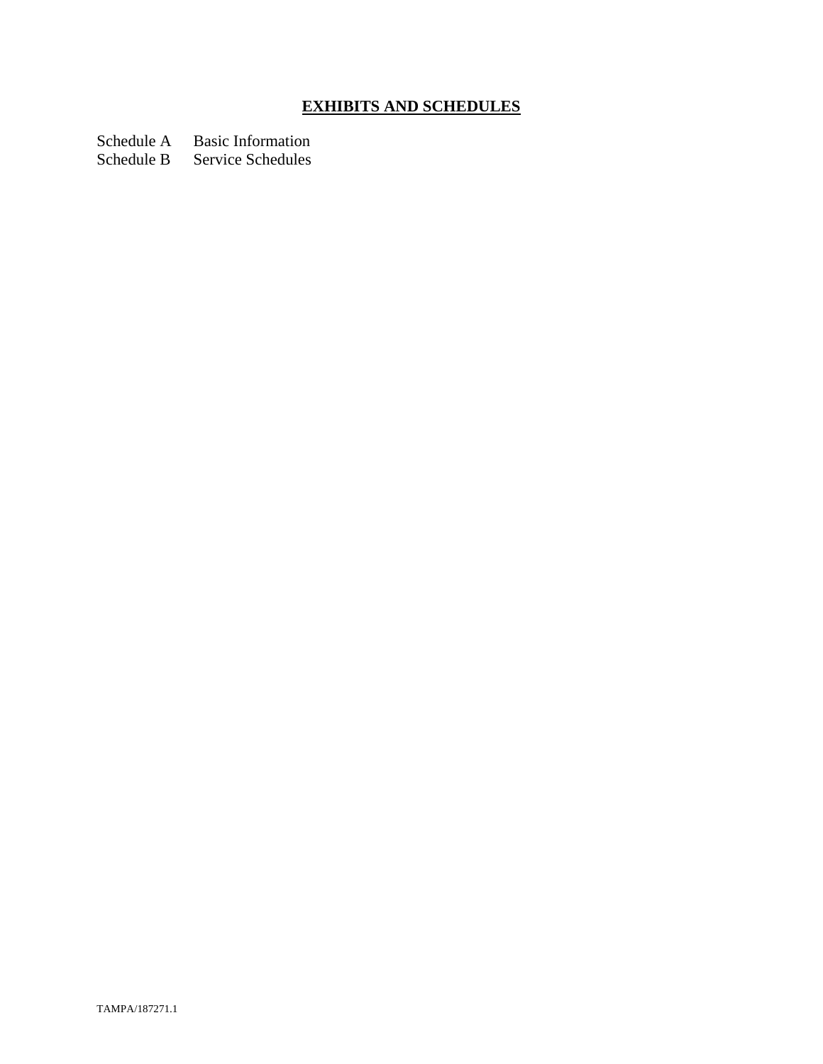**EXHIBITS AND SCHEDULES**

| | |
|---|---|
| Schedule A | Basic Information |
| Schedule B | Service Schedules |

TAMPA/187271.1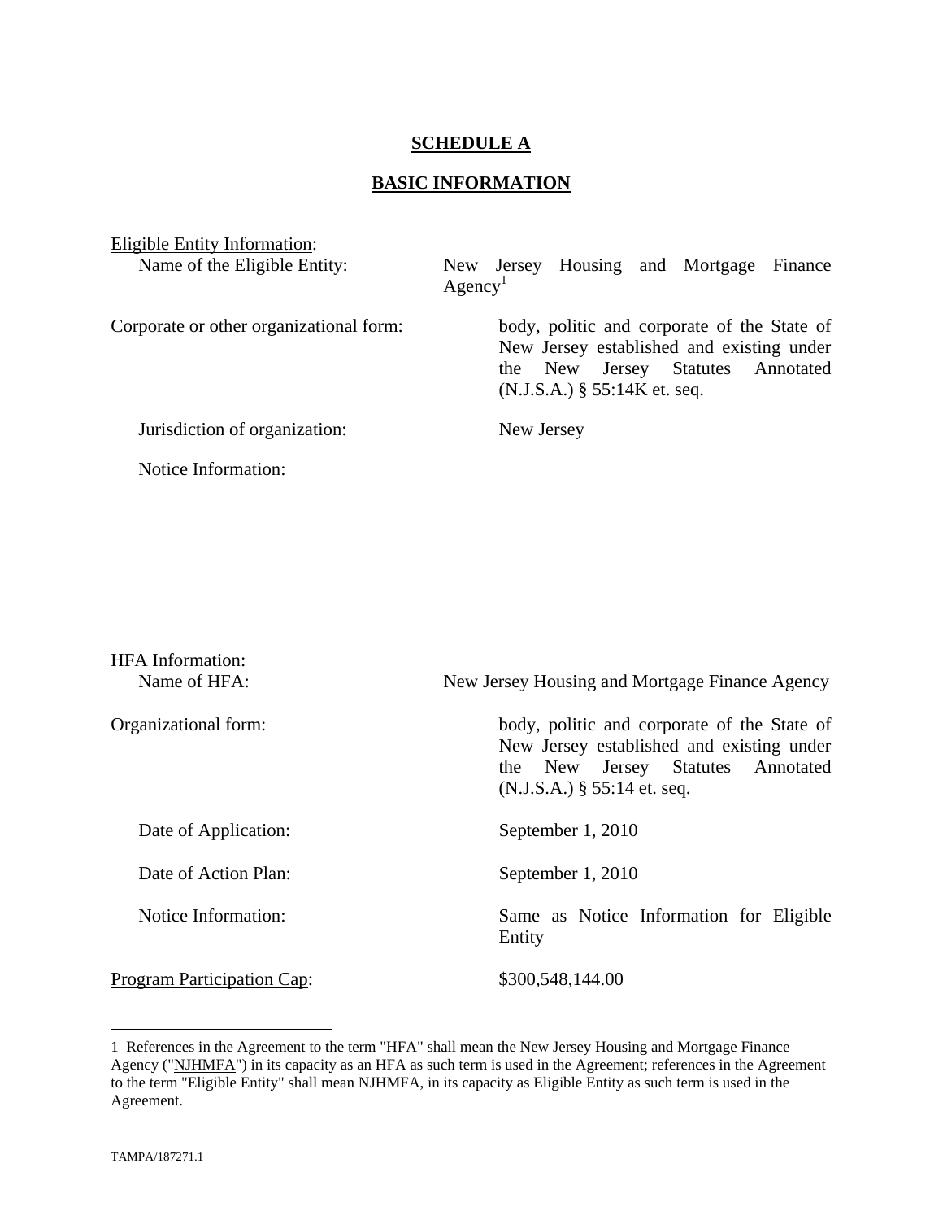# SCHEDULE A

## BASIC INFORMATION

Eligible Entity Information:

| | |
|---|---|
| Name of the Eligible Entity: | New Jersey Housing and Mortgage Finance Agency[1] |
| Corporate or other organizational form: | body, politic and corporate of the State of New Jersey established and existing under the New Jersey Statutes Annotated (N.J.S.A.) § 55:14K et. seq. |
| Jurisdiction of organization: | New Jersey |
| Notice Information: | |

HFA Information:

| | |
|---|---|
| Name of HFA: | New Jersey Housing and Mortgage Finance Agency |
| Organizational form: | body, politic and corporate of the State of New Jersey established and existing under the New Jersey Statutes Annotated (N.J.S.A.) § 55:14 et. seq. |
| Date of Application: | September 1, 2010 |
| Date of Action Plan: | September 1, 2010 |
| Notice Information: | Same as Notice Information for Eligible Entity |

Program Participation Cap: $300,548,144.00

---

1 References in the Agreement to the term "HFA" shall mean the New Jersey Housing and Mortgage Finance Agency ("NJHMFA") in its capacity as an HFA as such term is used in the Agreement; references in the Agreement to the term "Eligible Entity" shall mean NJHMFA, in its capacity as Eligible Entity as such term is used in the Agreement.

TAMPA/187271.1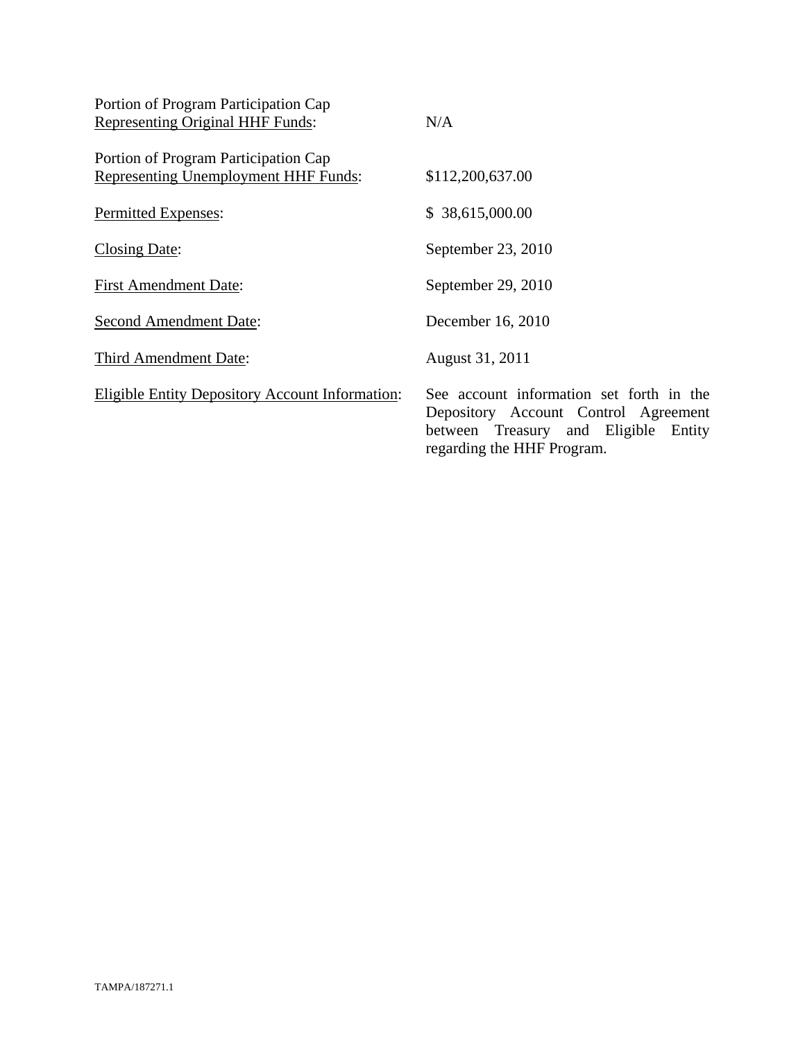| | |
|---|---|
| Portion of Program Participation Cap <u>Representing Original HHF Funds</u>: | N/A |
| Portion of Program Participation Cap <u>Representing Unemployment HHF Funds</u>: | $112,200,637.00 |
| <u>Permitted Expenses</u>: | $ 38,615,000.00 |
| <u>Closing Date</u>: | September 23, 2010 |
| <u>First Amendment Date</u>: | September 29, 2010 |
| <u>Second Amendment Date</u>: | December 16, 2010 |
| <u>Third Amendment Date</u>: | August 31, 2011 |
| <u>Eligible Entity Depository Account Information</u>: | See account information set forth in the Depository Account Control Agreement between Treasury and Eligible Entity regarding the HHF Program. |

TAMPA/187271.1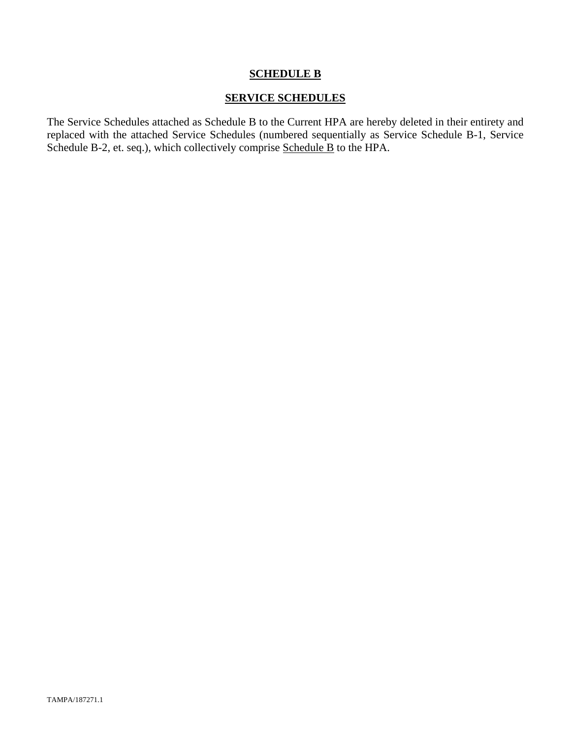**SCHEDULE B**

**SERVICE SCHEDULES**

The Service Schedules attached as Schedule B to the Current HPA are hereby deleted in their entirety and replaced with the attached Service Schedules (numbered sequentially as Service Schedule B-1, Service Schedule B-2, et. seq.), which collectively comprise Schedule B to the HPA.

TAMPA/187271.1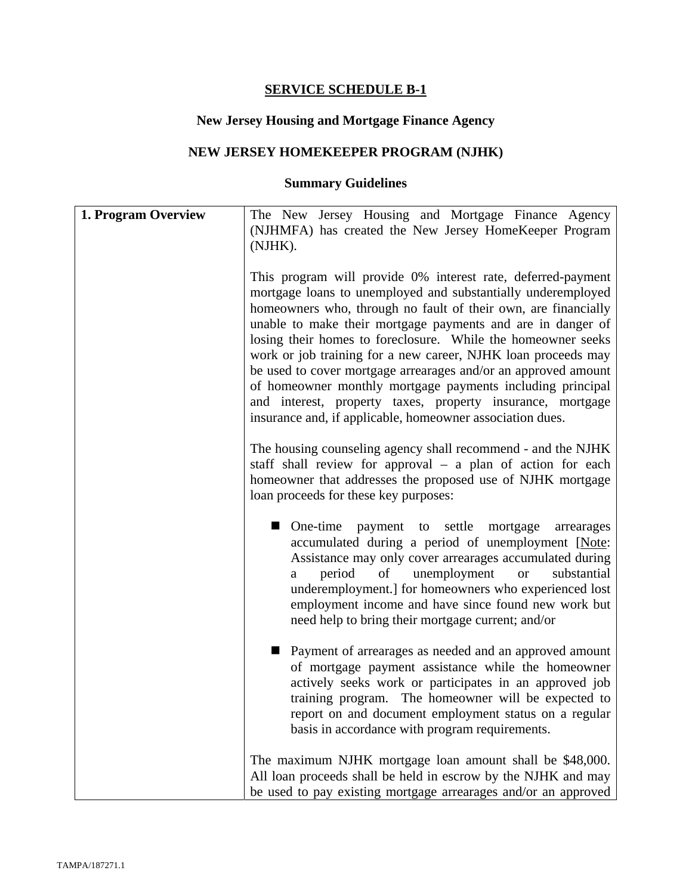# SERVICE SCHEDULE B-1

## New Jersey Housing and Mortgage Finance Agency

## NEW JERSEY HOMEKEEPER PROGRAM (NJHK)

### Summary Guidelines

| | |
|---|---|
| **1. Program Overview** | The New Jersey Housing and Mortgage Finance Agency (NJHMFA) has created the New Jersey HomeKeeper Program (NJHK).<br><br>This program will provide 0% interest rate, deferred-payment mortgage loans to unemployed and substantially underemployed homeowners who, through no fault of their own, are financially unable to make their mortgage payments and are in danger of losing their homes to foreclosure. While the homeowner seeks work or job training for a new career, NJHK loan proceeds may be used to cover mortgage arrearages and/or an approved amount of homeowner monthly mortgage payments including principal and interest, property taxes, property insurance, mortgage insurance and, if applicable, homeowner association dues.<br><br>The housing counseling agency shall recommend - and the NJHK staff shall review for approval – a plan of action for each homeowner that addresses the proposed use of NJHK mortgage loan proceeds for these key purposes:<br><br>■ One-time payment to settle mortgage arrearages accumulated during a period of unemployment [Note: Assistance may only cover arrearages accumulated during a period of unemployment or substantial underemployment.] for homeowners who experienced lost employment income and have since found new work but need help to bring their mortgage current; and/or<br><br>■ Payment of arrearages as needed and an approved amount of mortgage payment assistance while the homeowner actively seeks work or participates in an approved job training program. The homeowner will be expected to report on and document employment status on a regular basis in accordance with program requirements.<br><br>The maximum NJHK mortgage loan amount shall be $48,000. All loan proceeds shall be held in escrow by the NJHK and may be used to pay existing mortgage arrearages and/or an approved |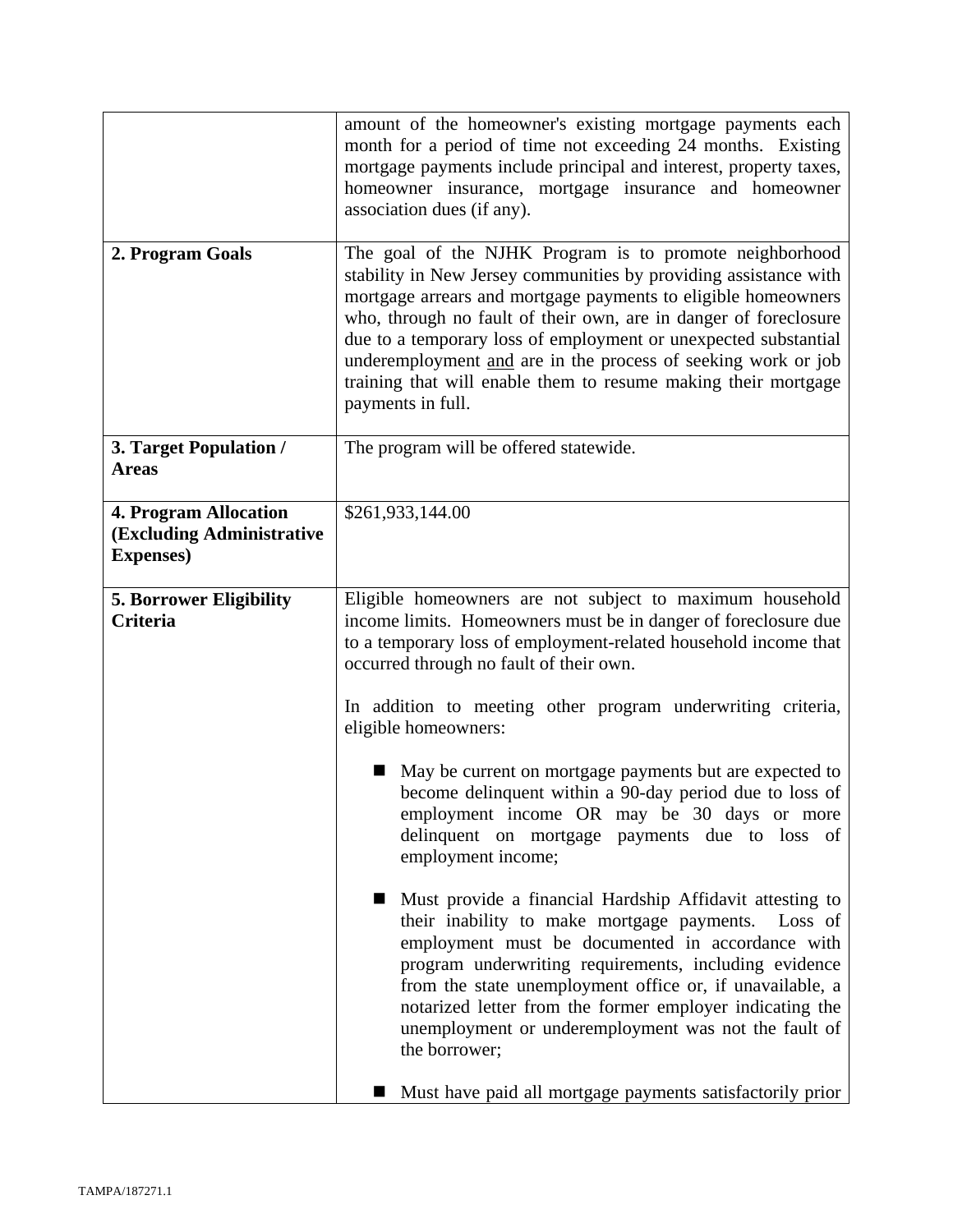| | |
|---|---|
| | amount of the homeowner's existing mortgage payments each month for a period of time not exceeding 24 months. Existing mortgage payments include principal and interest, property taxes, homeowner insurance, mortgage insurance and homeowner association dues (if any). |
| **2. Program Goals** | The goal of the NJHK Program is to promote neighborhood stability in New Jersey communities by providing assistance with mortgage arrears and mortgage payments to eligible homeowners who, through no fault of their own, are in danger of foreclosure due to a temporary loss of employment or unexpected substantial underemployment <u>and</u> are in the process of seeking work or job training that will enable them to resume making their mortgage payments in full. |
| **3. Target Population / Areas** | The program will be offered statewide. |
| **4. Program Allocation (Excluding Administrative Expenses)** | $261,933,144.00 |
| **5. Borrower Eligibility Criteria** | Eligible homeowners are not subject to maximum household income limits. Homeowners must be in danger of foreclosure due to a temporary loss of employment-related household income that occurred through no fault of their own.<br><br>In addition to meeting other program underwriting criteria, eligible homeowners:<br><br>■ May be current on mortgage payments but are expected to become delinquent within a 90-day period due to loss of employment income OR may be 30 days or more delinquent on mortgage payments due to loss of employment income;<br><br>■ Must provide a financial Hardship Affidavit attesting to their inability to make mortgage payments. Loss of employment must be documented in accordance with program underwriting requirements, including evidence from the state unemployment office or, if unavailable, a notarized letter from the former employer indicating the unemployment or underemployment was not the fault of the borrower;<br><br>■ Must have paid all mortgage payments satisfactorily prior |

TAMPA/187271.1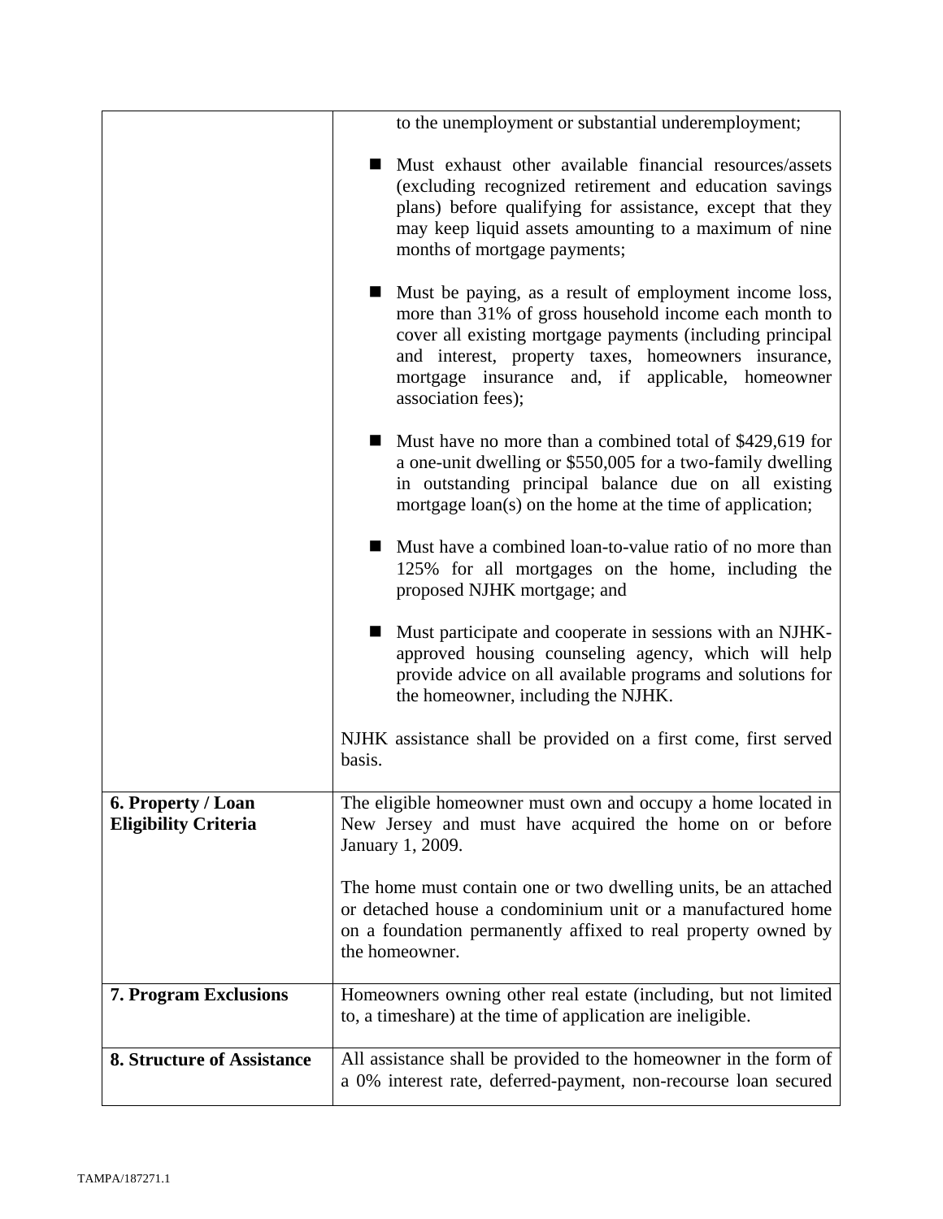| | |
|---|---|
| | to the unemployment or substantial underemployment;<br><br>■ Must exhaust other available financial resources/assets (excluding recognized retirement and education savings plans) before qualifying for assistance, except that they may keep liquid assets amounting to a maximum of nine months of mortgage payments;<br><br>■ Must be paying, as a result of employment income loss, more than 31% of gross household income each month to cover all existing mortgage payments (including principal and interest, property taxes, homeowners insurance, mortgage insurance and, if applicable, homeowner association fees);<br><br>■ Must have no more than a combined total of $429,619 for a one-unit dwelling or $550,005 for a two-family dwelling in outstanding principal balance due on all existing mortgage loan(s) on the home at the time of application;<br><br>■ Must have a combined loan-to-value ratio of no more than 125% for all mortgages on the home, including the proposed NJHK mortgage; and<br><br>■ Must participate and cooperate in sessions with an NJHK-approved housing counseling agency, which will help provide advice on all available programs and solutions for the homeowner, including the NJHK.<br><br>NJHK assistance shall be provided on a first come, first served basis. |
| **6. Property / Loan Eligibility Criteria** | The eligible homeowner must own and occupy a home located in New Jersey and must have acquired the home on or before January 1, 2009.<br><br>The home must contain one or two dwelling units, be an attached or detached house a condominium unit or a manufactured home on a foundation permanently affixed to real property owned by the homeowner. |
| **7. Program Exclusions** | Homeowners owning other real estate (including, but not limited to, a timeshare) at the time of application are ineligible. |
| **8. Structure of Assistance** | All assistance shall be provided to the homeowner in the form of a 0% interest rate, deferred-payment, non-recourse loan secured |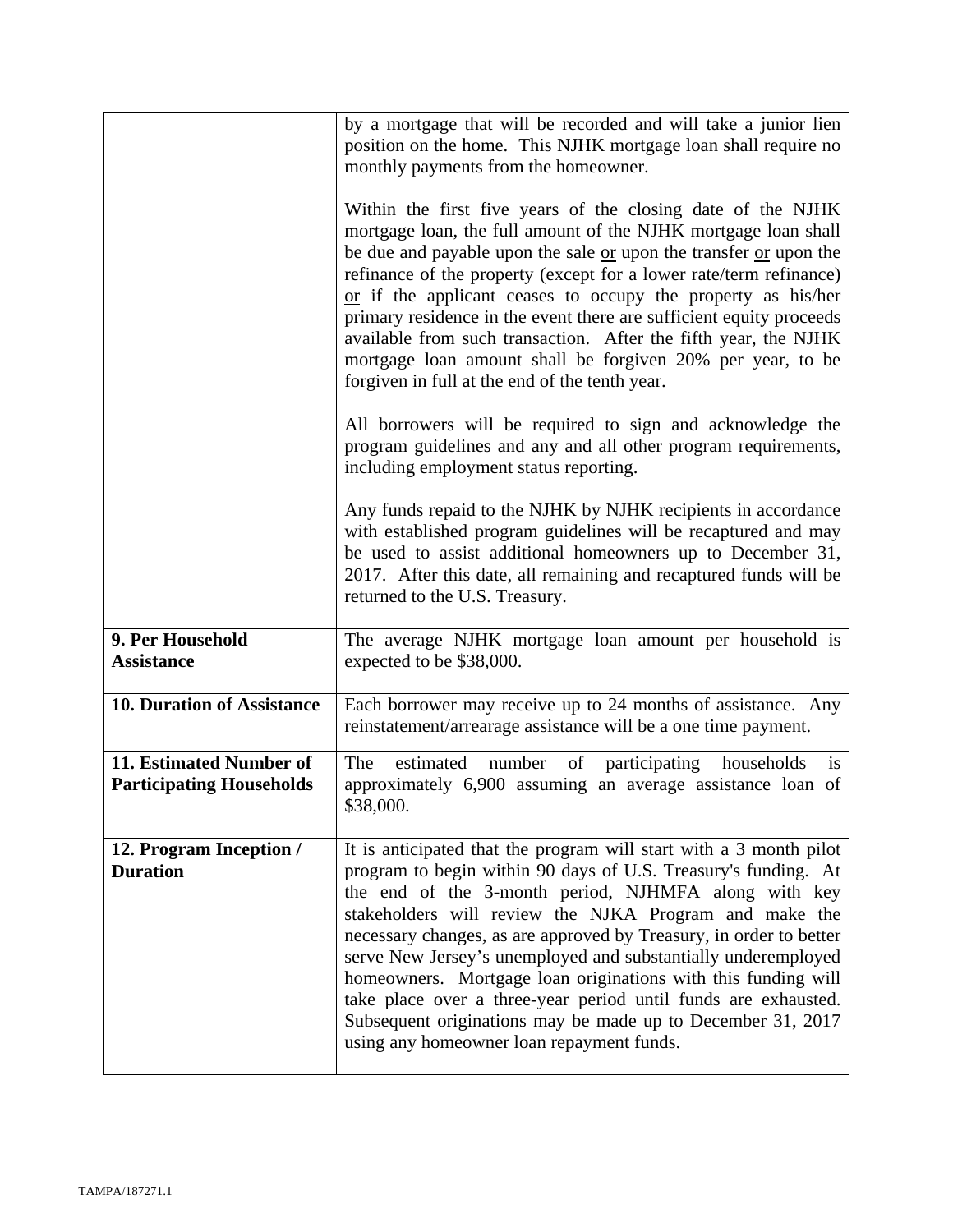| | |
|---|---|
| | by a mortgage that will be recorded and will take a junior lien position on the home. This NJHK mortgage loan shall require no monthly payments from the homeowner.<br><br>Within the first five years of the closing date of the NJHK mortgage loan, the full amount of the NJHK mortgage loan shall be due and payable upon the sale <u>or</u> upon the transfer <u>or</u> upon the refinance of the property (except for a lower rate/term refinance) <u>or</u> if the applicant ceases to occupy the property as his/her primary residence in the event there are sufficient equity proceeds available from such transaction. After the fifth year, the NJHK mortgage loan amount shall be forgiven 20% per year, to be forgiven in full at the end of the tenth year.<br><br>All borrowers will be required to sign and acknowledge the program guidelines and any and all other program requirements, including employment status reporting.<br><br>Any funds repaid to the NJHK by NJHK recipients in accordance with established program guidelines will be recaptured and may be used to assist additional homeowners up to December 31, 2017. After this date, all remaining and recaptured funds will be returned to the U.S. Treasury. |
| **9. Per Household Assistance** | The average NJHK mortgage loan amount per household is expected to be $38,000. |
| **10. Duration of Assistance** | Each borrower may receive up to 24 months of assistance. Any reinstatement/arrearage assistance will be a one time payment. |
| **11. Estimated Number of Participating Households** | The estimated number of participating households is approximately 6,900 assuming an average assistance loan of $38,000. |
| **12. Program Inception / Duration** | It is anticipated that the program will start with a 3 month pilot program to begin within 90 days of U.S. Treasury's funding. At the end of the 3-month period, NJHMFA along with key stakeholders will review the NJKA Program and make the necessary changes, as are approved by Treasury, in order to better serve New Jersey's unemployed and substantially underemployed homeowners. Mortgage loan originations with this funding will take place over a three-year period until funds are exhausted. Subsequent originations may be made up to December 31, 2017 using any homeowner loan repayment funds. |

TAMPA/187271.1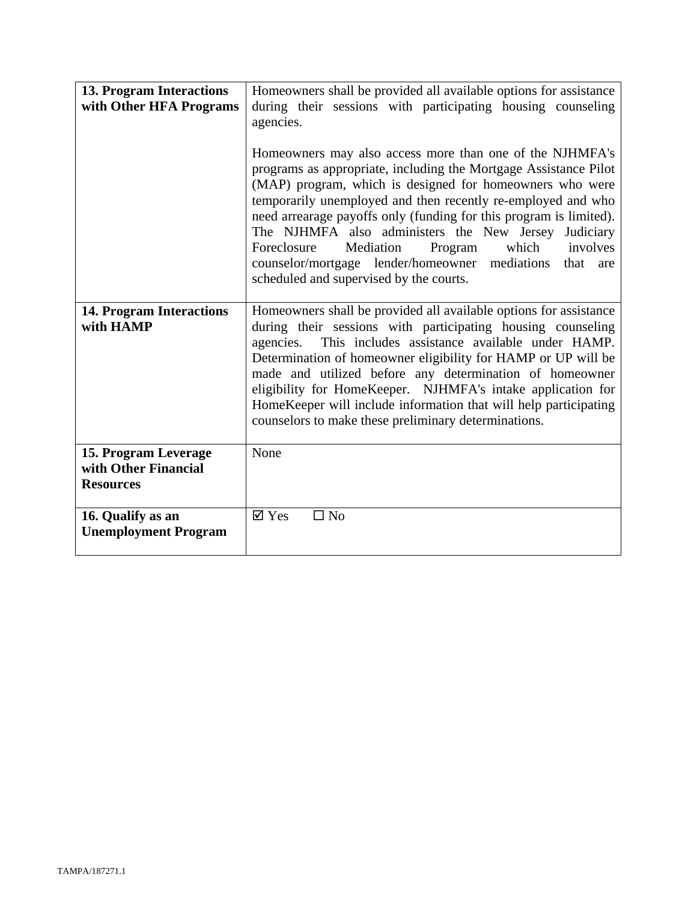| | |
|---|---|
| **13. Program Interactions with Other HFA Programs** | Homeowners shall be provided all available options for assistance during their sessions with participating housing counseling agencies.<br><br>Homeowners may also access more than one of the NJHMFA's programs as appropriate, including the Mortgage Assistance Pilot (MAP) program, which is designed for homeowners who were temporarily unemployed and then recently re-employed and who need arrearage payoffs only (funding for this program is limited). The NJHMFA also administers the New Jersey Judiciary Foreclosure Mediation Program which involves counselor/mortgage lender/homeowner mediations that are scheduled and supervised by the courts. |
| **14. Program Interactions with HAMP** | Homeowners shall be provided all available options for assistance during their sessions with participating housing counseling agencies. This includes assistance available under HAMP. Determination of homeowner eligibility for HAMP or UP will be made and utilized before any determination of homeowner eligibility for HomeKeeper. NJHMFA's intake application for HomeKeeper will include information that will help participating counselors to make these preliminary determinations. |
| **15. Program Leverage with Other Financial Resources** | None |
| **16. Qualify as an Unemployment Program** | ☑ Yes ☐ No |